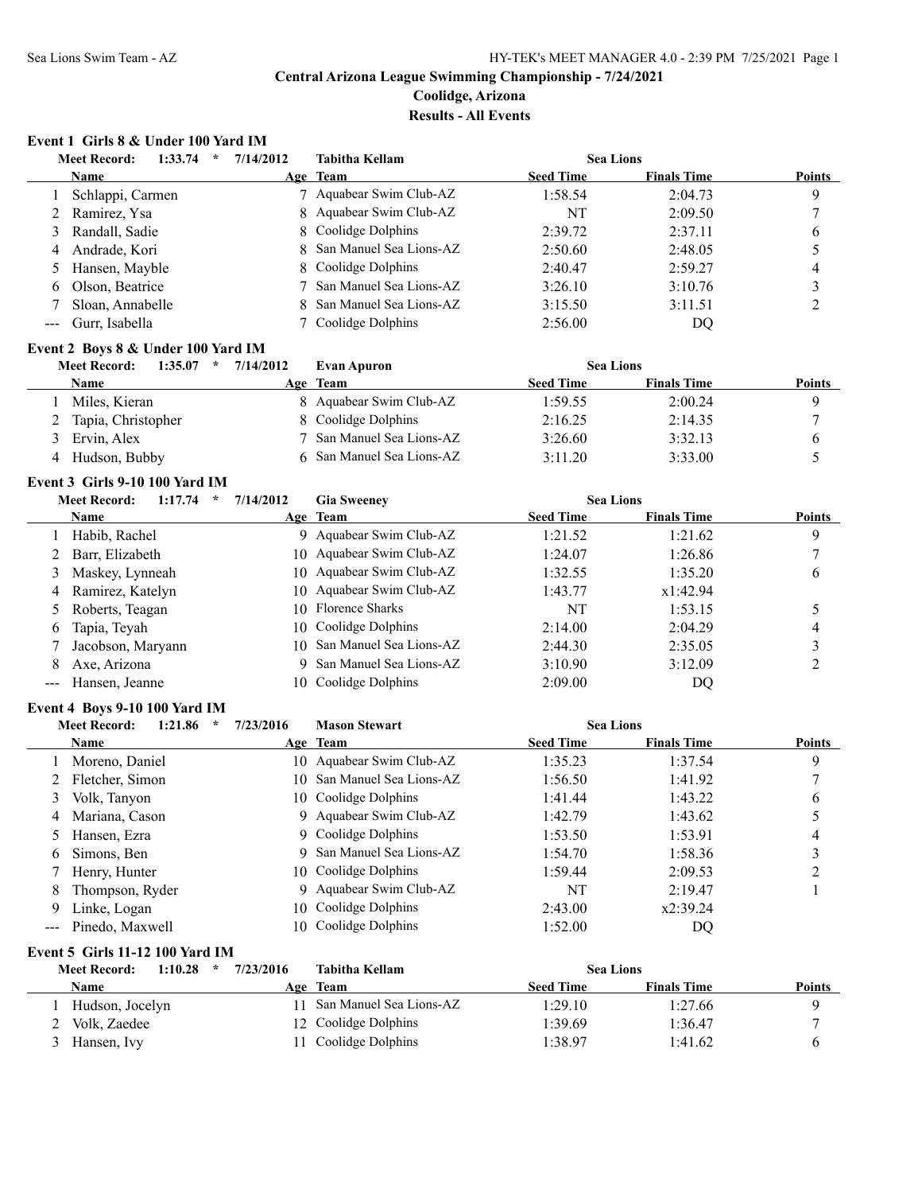# Central Arizona League Swimming Championship - 7/24/2021

## Coolidge, Arizona

## Results - All Events

### Event 1 Girls 8 & Under 100 Yard IM

Meet Record: 1:33.74 * 7/14/2012 Tabitha Kellam Sea Lions

| | Name | Age | Team | Seed Time | Finals Time | Points |
|---|---|---|---|---|---|---|
| 1 | Schlappi, Carmen | 7 | Aquabear Swim Club-AZ | 1:58.54 | 2:04.73 | 9 |
| 2 | Ramirez, Ysa | 8 | Aquabear Swim Club-AZ | NT | 2:09.50 | 7 |
| 3 | Randall, Sadie | 8 | Coolidge Dolphins | 2:39.72 | 2:37.11 | 6 |
| 4 | Andrade, Kori | 8 | San Manuel Sea Lions-AZ | 2:50.60 | 2:48.05 | 5 |
| 5 | Hansen, Mayble | 8 | Coolidge Dolphins | 2:40.47 | 2:59.27 | 4 |
| 6 | Olson, Beatrice | 7 | San Manuel Sea Lions-AZ | 3:26.10 | 3:10.76 | 3 |
| 7 | Sloan, Annabelle | 8 | San Manuel Sea Lions-AZ | 3:15.50 | 3:11.51 | 2 |
| --- | Gurr, Isabella | 7 | Coolidge Dolphins | 2:56.00 | DQ | |

### Event 2 Boys 8 & Under 100 Yard IM

Meet Record: 1:35.07 * 7/14/2012 Evan Apuron Sea Lions

| | Name | Age | Team | Seed Time | Finals Time | Points |
|---|---|---|---|---|---|---|
| 1 | Miles, Kieran | 8 | Aquabear Swim Club-AZ | 1:59.55 | 2:00.24 | 9 |
| 2 | Tapia, Christopher | 8 | Coolidge Dolphins | 2:16.25 | 2:14.35 | 7 |
| 3 | Ervin, Alex | 7 | San Manuel Sea Lions-AZ | 3:26.60 | 3:32.13 | 6 |
| 4 | Hudson, Bubby | 6 | San Manuel Sea Lions-AZ | 3:11.20 | 3:33.00 | 5 |

### Event 3 Girls 9-10 100 Yard IM

Meet Record: 1:17.74 * 7/14/2012 Gia Sweeney Sea Lions

| | Name | Age | Team | Seed Time | Finals Time | Points |
|---|---|---|---|---|---|---|
| 1 | Habib, Rachel | 9 | Aquabear Swim Club-AZ | 1:21.52 | 1:21.62 | 9 |
| 2 | Barr, Elizabeth | 10 | Aquabear Swim Club-AZ | 1:24.07 | 1:26.86 | 7 |
| 3 | Maskey, Lynneah | 10 | Aquabear Swim Club-AZ | 1:32.55 | 1:35.20 | 6 |
| 4 | Ramirez, Katelyn | 10 | Aquabear Swim Club-AZ | 1:43.77 | x1:42.94 | |
| 5 | Roberts, Teagan | 10 | Florence Sharks | NT | 1:53.15 | 5 |
| 6 | Tapia, Teyah | 10 | Coolidge Dolphins | 2:14.00 | 2:04.29 | 4 |
| 7 | Jacobson, Maryann | 10 | San Manuel Sea Lions-AZ | 2:44.30 | 2:35.05 | 3 |
| 8 | Axe, Arizona | 9 | San Manuel Sea Lions-AZ | 3:10.90 | 3:12.09 | 2 |
| --- | Hansen, Jeanne | 10 | Coolidge Dolphins | 2:09.00 | DQ | |

### Event 4 Boys 9-10 100 Yard IM

Meet Record: 1:21.86 * 7/23/2016 Mason Stewart Sea Lions

| | Name | Age | Team | Seed Time | Finals Time | Points |
|---|---|---|---|---|---|---|
| 1 | Moreno, Daniel | 10 | Aquabear Swim Club-AZ | 1:35.23 | 1:37.54 | 9 |
| 2 | Fletcher, Simon | 10 | San Manuel Sea Lions-AZ | 1:56.50 | 1:41.92 | 7 |
| 3 | Volk, Tanyon | 10 | Coolidge Dolphins | 1:41.44 | 1:43.22 | 6 |
| 4 | Mariana, Cason | 9 | Aquabear Swim Club-AZ | 1:42.79 | 1:43.62 | 5 |
| 5 | Hansen, Ezra | 9 | Coolidge Dolphins | 1:53.50 | 1:53.91 | 4 |
| 6 | Simons, Ben | 9 | San Manuel Sea Lions-AZ | 1:54.70 | 1:58.36 | 3 |
| 7 | Henry, Hunter | 10 | Coolidge Dolphins | 1:59.44 | 2:09.53 | 2 |
| 8 | Thompson, Ryder | 9 | Aquabear Swim Club-AZ | NT | 2:19.47 | 1 |
| 9 | Linke, Logan | 10 | Coolidge Dolphins | 2:43.00 | x2:39.24 | |
| --- | Pinedo, Maxwell | 10 | Coolidge Dolphins | 1:52.00 | DQ | |

### Event 5 Girls 11-12 100 Yard IM

Meet Record: 1:10.28 * 7/23/2016 Tabitha Kellam Sea Lions

| | Name | Age | Team | Seed Time | Finals Time | Points |
|---|---|---|---|---|---|---|
| 1 | Hudson, Jocelyn | 11 | San Manuel Sea Lions-AZ | 1:29.10 | 1:27.66 | 9 |
| 2 | Volk, Zaedee | 12 | Coolidge Dolphins | 1:39.69 | 1:36.47 | 7 |
| 3 | Hansen, Ivy | 11 | Coolidge Dolphins | 1:38.97 | 1:41.62 | 6 |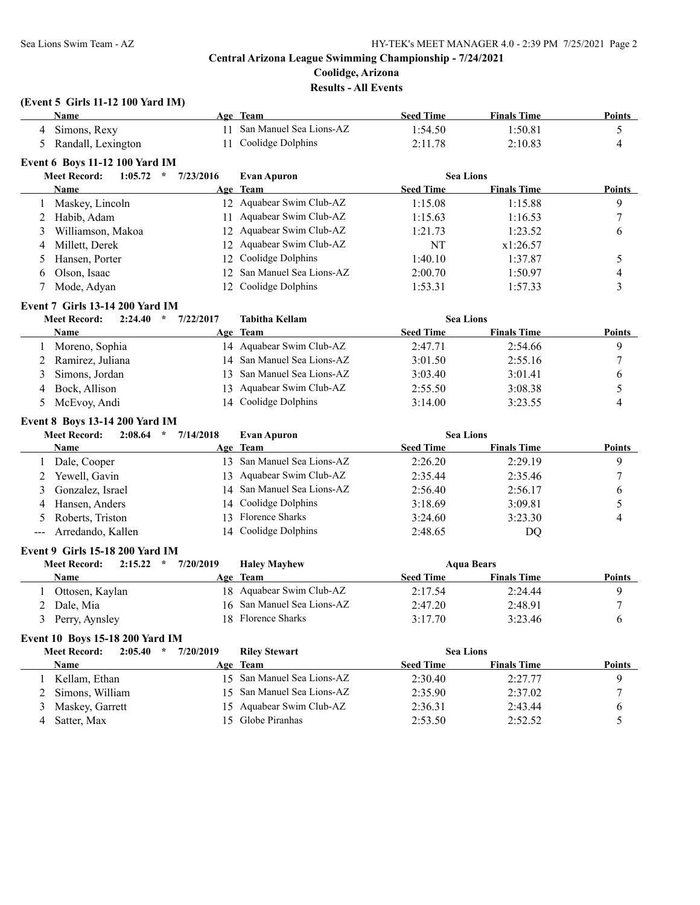# Central Arizona League Swimming Championship - 7/24/2021

## Coolidge, Arizona

## Results - All Events

### (Event 5 Girls 11-12 100 Yard IM)

| | Name | Age | Team | Seed Time | Finals Time | Points |
|---|---|---|---|---|---|---|
| 4 | Simons, Rexy | 11 | San Manuel Sea Lions-AZ | 1:54.50 | 1:50.81 | 5 |
| 5 | Randall, Lexington | 11 | Coolidge Dolphins | 2:11.78 | 2:10.83 | 4 |

### Event 6 Boys 11-12 100 Yard IM

Meet Record: 1:05.72 * 7/23/2016 Evan Apuron Sea Lions

| | Name | Age | Team | Seed Time | Finals Time | Points |
|---|---|---|---|---|---|---|
| 1 | Maskey, Lincoln | 12 | Aquabear Swim Club-AZ | 1:15.08 | 1:15.88 | 9 |
| 2 | Habib, Adam | 11 | Aquabear Swim Club-AZ | 1:15.63 | 1:16.53 | 7 |
| 3 | Williamson, Makoa | 12 | Aquabear Swim Club-AZ | 1:21.73 | 1:23.52 | 6 |
| 4 | Millett, Derek | 12 | Aquabear Swim Club-AZ | NT | x1:26.57 | |
| 5 | Hansen, Porter | 12 | Coolidge Dolphins | 1:40.10 | 1:37.87 | 5 |
| 6 | Olson, Isaac | 12 | San Manuel Sea Lions-AZ | 2:00.70 | 1:50.97 | 4 |
| 7 | Mode, Adyan | 12 | Coolidge Dolphins | 1:53.31 | 1:57.33 | 3 |

### Event 7 Girls 13-14 200 Yard IM

Meet Record: 2:24.40 * 7/22/2017 Tabitha Kellam Sea Lions

| | Name | Age | Team | Seed Time | Finals Time | Points |
|---|---|---|---|---|---|---|
| 1 | Moreno, Sophia | 14 | Aquabear Swim Club-AZ | 2:47.71 | 2:54.66 | 9 |
| 2 | Ramirez, Juliana | 14 | San Manuel Sea Lions-AZ | 3:01.50 | 2:55.16 | 7 |
| 3 | Simons, Jordan | 13 | San Manuel Sea Lions-AZ | 3:03.40 | 3:01.41 | 6 |
| 4 | Bock, Allison | 13 | Aquabear Swim Club-AZ | 2:55.50 | 3:08.38 | 5 |
| 5 | McEvoy, Andi | 14 | Coolidge Dolphins | 3:14.00 | 3:23.55 | 4 |

### Event 8 Boys 13-14 200 Yard IM

Meet Record: 2:08.64 * 7/14/2018 Evan Apuron Sea Lions

| | Name | Age | Team | Seed Time | Finals Time | Points |
|---|---|---|---|---|---|---|
| 1 | Dale, Cooper | 13 | San Manuel Sea Lions-AZ | 2:26.20 | 2:29.19 | 9 |
| 2 | Yewell, Gavin | 13 | Aquabear Swim Club-AZ | 2:35.44 | 2:35.46 | 7 |
| 3 | Gonzalez, Israel | 14 | San Manuel Sea Lions-AZ | 2:56.40 | 2:56.17 | 6 |
| 4 | Hansen, Anders | 14 | Coolidge Dolphins | 3:18.69 | 3:09.81 | 5 |
| 5 | Roberts, Triston | 13 | Florence Sharks | 3:24.60 | 3:23.30 | 4 |
| --- | Arredando, Kallen | 14 | Coolidge Dolphins | 2:48.65 | DQ | |

### Event 9 Girls 15-18 200 Yard IM

Meet Record: 2:15.22 * 7/20/2019 Haley Mayhew Aqua Bears

| | Name | Age | Team | Seed Time | Finals Time | Points |
|---|---|---|---|---|---|---|
| 1 | Ottosen, Kaylan | 18 | Aquabear Swim Club-AZ | 2:17.54 | 2:24.44 | 9 |
| 2 | Dale, Mia | 16 | San Manuel Sea Lions-AZ | 2:47.20 | 2:48.91 | 7 |
| 3 | Perry, Aynsley | 18 | Florence Sharks | 3:17.70 | 3:23.46 | 6 |

### Event 10 Boys 15-18 200 Yard IM

Meet Record: 2:05.40 * 7/20/2019 Riley Stewart Sea Lions

| | Name | Age | Team | Seed Time | Finals Time | Points |
|---|---|---|---|---|---|---|
| 1 | Kellam, Ethan | 15 | San Manuel Sea Lions-AZ | 2:30.40 | 2:27.77 | 9 |
| 2 | Simons, William | 15 | San Manuel Sea Lions-AZ | 2:35.90 | 2:37.02 | 7 |
| 3 | Maskey, Garrett | 15 | Aquabear Swim Club-AZ | 2:36.31 | 2:43.44 | 6 |
| 4 | Satter, Max | 15 | Globe Piranhas | 2:53.50 | 2:52.52 | 5 |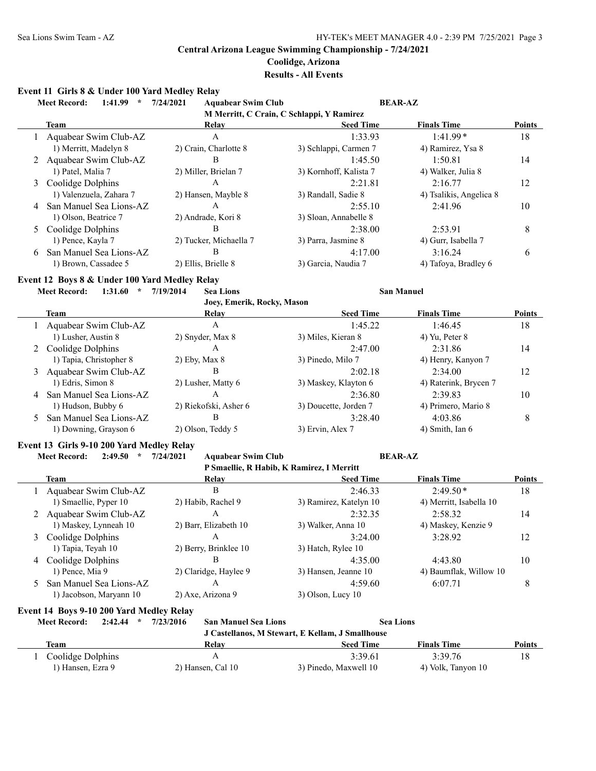# Central Arizona League Swimming Championship - 7/24/2021

## Coolidge, Arizona

## Results - All Events

### Event 11 Girls 8 & Under 100 Yard Medley Relay

**Meet Record:** 1:41.99 * 7/24/2021 Aquabear Swim Club BEAR-AZ
M Merritt, C Crain, C Schlappi, Y Ramirez

| | Team | Relay | Seed Time | Finals Time | Points |
|---|---|---|---|---|---|
| 1 | Aquabear Swim Club-AZ | A | 1:33.93 | 1:41.99* | 18 |
| | 1) Merritt, Madelyn 8 | 2) Crain, Charlotte 8 | 3) Schlappi, Carmen 7 | 4) Ramirez, Ysa 8 | |
| 2 | Aquabear Swim Club-AZ | B | 1:45.50 | 1:50.81 | 14 |
| | 1) Patel, Malia 7 | 2) Miller, Brielan 7 | 3) Kornhoff, Kalista 7 | 4) Walker, Julia 8 | |
| 3 | Coolidge Dolphins | A | 2:21.81 | 2:16.77 | 12 |
| | 1) Valenzuela, Zahara 7 | 2) Hansen, Mayble 8 | 3) Randall, Sadie 8 | 4) Tsalikis, Angelica 8 | |
| 4 | San Manuel Sea Lions-AZ | A | 2:55.10 | 2:41.96 | 10 |
| | 1) Olson, Beatrice 7 | 2) Andrade, Kori 8 | 3) Sloan, Annabelle 8 | | |
| 5 | Coolidge Dolphins | B | 2:38.00 | 2:53.91 | 8 |
| | 1) Pence, Kayla 7 | 2) Tucker, Michaella 7 | 3) Parra, Jasmine 8 | 4) Gurr, Isabella 7 | |
| 6 | San Manuel Sea Lions-AZ | B | 4:17.00 | 3:16.24 | 6 |
| | 1) Brown, Cassadee 5 | 2) Ellis, Brielle 8 | 3) Garcia, Naudia 7 | 4) Tafoya, Bradley 6 | |

### Event 12 Boys 8 & Under 100 Yard Medley Relay

**Meet Record:** 1:31.60 * 7/19/2014 Sea Lions San Manuel
Joey, Emerik, Rocky, Mason

| | Team | Relay | Seed Time | Finals Time | Points |
|---|---|---|---|---|---|
| 1 | Aquabear Swim Club-AZ | A | 1:45.22 | 1:46.45 | 18 |
| | 1) Lusher, Austin 8 | 2) Snyder, Max 8 | 3) Miles, Kieran 8 | 4) Yu, Peter 8 | |
| 2 | Coolidge Dolphins | A | 2:47.00 | 2:31.86 | 14 |
| | 1) Tapia, Christopher 8 | 2) Eby, Max 8 | 3) Pinedo, Milo 7 | 4) Henry, Kanyon 7 | |
| 3 | Aquabear Swim Club-AZ | B | 2:02.18 | 2:34.00 | 12 |
| | 1) Edris, Simon 8 | 2) Lusher, Matty 6 | 3) Maskey, Klayton 6 | 4) Raterink, Brycen 7 | |
| 4 | San Manuel Sea Lions-AZ | A | 2:36.80 | 2:39.83 | 10 |
| | 1) Hudson, Bubby 6 | 2) Riekofski, Asher 6 | 3) Doucette, Jorden 7 | 4) Primero, Mario 8 | |
| 5 | San Manuel Sea Lions-AZ | B | 3:28.40 | 4:03.86 | 8 |
| | 1) Downing, Grayson 6 | 2) Olson, Teddy 5 | 3) Ervin, Alex 7 | 4) Smith, Ian 6 | |

### Event 13 Girls 9-10 200 Yard Medley Relay

**Meet Record:** 2:49.50 * 7/24/2021 Aquabear Swim Club BEAR-AZ
P Smaellie, R Habib, K Ramirez, I Merritt

| | Team | Relay | Seed Time | Finals Time | Points |
|---|---|---|---|---|---|
| 1 | Aquabear Swim Club-AZ | B | 2:46.33 | 2:49.50* | 18 |
| | 1) Smaellie, Pyper 10 | 2) Habib, Rachel 9 | 3) Ramirez, Katelyn 10 | 4) Merritt, Isabella 10 | |
| 2 | Aquabear Swim Club-AZ | A | 2:32.35 | 2:58.32 | 14 |
| | 1) Maskey, Lynneah 10 | 2) Barr, Elizabeth 10 | 3) Walker, Anna 10 | 4) Maskey, Kenzie 9 | |
| 3 | Coolidge Dolphins | A | 3:24.00 | 3:28.92 | 12 |
| | 1) Tapia, Teyah 10 | 2) Berry, Brinklee 10 | 3) Hatch, Rylee 10 | | |
| 4 | Coolidge Dolphins | B | 4:35.00 | 4:43.80 | 10 |
| | 1) Pence, Mia 9 | 2) Claridge, Haylee 9 | 3) Hansen, Jeanne 10 | 4) Baumflak, Willow 10 | |
| 5 | San Manuel Sea Lions-AZ | A | 4:59.60 | 6:07.71 | 8 |
| | 1) Jacobson, Maryann 10 | 2) Axe, Arizona 9 | 3) Olson, Lucy 10 | | |

### Event 14 Boys 9-10 200 Yard Medley Relay

**Meet Record:** 2:42.44 * 7/23/2016 San Manuel Sea Lions Sea Lions
J Castellanos, M Stewart, E Kellam, J Smallhouse

| | Team | Relay | Seed Time | Finals Time | Points |
|---|---|---|---|---|---|
| 1 | Coolidge Dolphins | A | 3:39.61 | 3:39.76 | 18 |
| | 1) Hansen, Ezra 9 | 2) Hansen, Cal 10 | 3) Pinedo, Maxwell 10 | 4) Volk, Tanyon 10 | |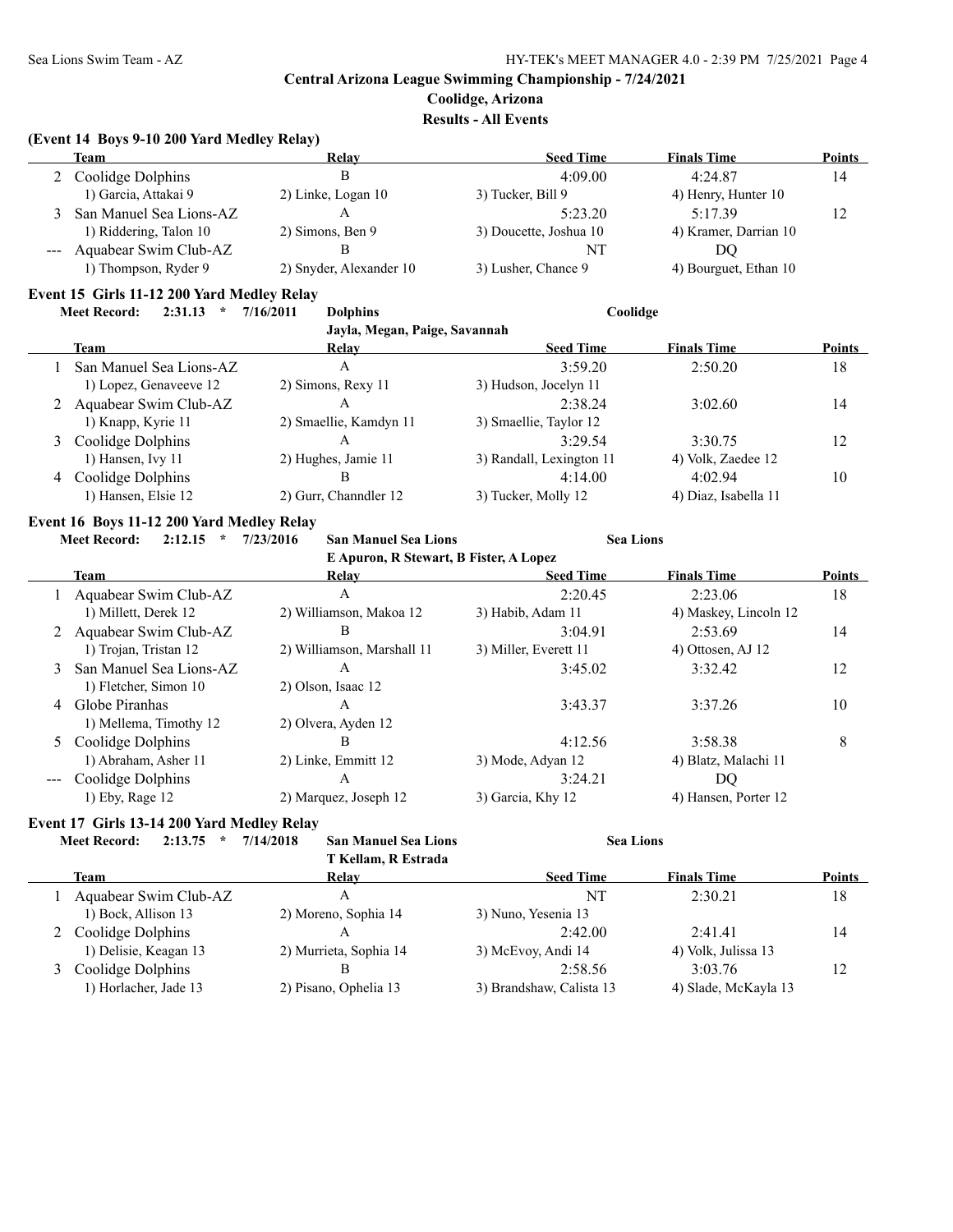## Central Arizona League Swimming Championship - 7/24/2021

**Coolidge, Arizona**

**Results - All Events**

### (Event 14 Boys 9-10 200 Yard Medley Relay)

| | Team | Relay | Seed Time | Finals Time | Points |
|---|---|---|---|---|---|
| 2 | Coolidge Dolphins | B | 4:09.00 | 4:24.87 | 14 |
| | 1) Garcia, Attakai 9 | 2) Linke, Logan 10 | 3) Tucker, Bill 9 | 4) Henry, Hunter 10 | |
| 3 | San Manuel Sea Lions-AZ | A | 5:23.20 | 5:17.39 | 12 |
| | 1) Riddering, Talon 10 | 2) Simons, Ben 9 | 3) Doucette, Joshua 10 | 4) Kramer, Darrian 10 | |
| --- | Aquabear Swim Club-AZ | B | NT | DQ | |
| | 1) Thompson, Ryder 9 | 2) Snyder, Alexander 10 | 3) Lusher, Chance 9 | 4) Bourguet, Ethan 10 | |

### Event 15 Girls 11-12 200 Yard Medley Relay

**Meet Record: 2:31.13 * 7/16/2011 Dolphins Coolidge**
Jayla, Megan, Paige, Savannah

| | Team | Relay | Seed Time | Finals Time | Points |
|---|---|---|---|---|---|
| 1 | San Manuel Sea Lions-AZ | A | 3:59.20 | 2:50.20 | 18 |
| | 1) Lopez, Genaveeve 12 | 2) Simons, Rexy 11 | 3) Hudson, Jocelyn 11 | | |
| 2 | Aquabear Swim Club-AZ | A | 2:38.24 | 3:02.60 | 14 |
| | 1) Knapp, Kyrie 11 | 2) Smaellie, Kamdyn 11 | 3) Smaellie, Taylor 12 | | |
| 3 | Coolidge Dolphins | A | 3:29.54 | 3:30.75 | 12 |
| | 1) Hansen, Ivy 11 | 2) Hughes, Jamie 11 | 3) Randall, Lexington 11 | 4) Volk, Zaedee 12 | |
| 4 | Coolidge Dolphins | B | 4:14.00 | 4:02.94 | 10 |
| | 1) Hansen, Elsie 12 | 2) Gurr, Channdler 12 | 3) Tucker, Molly 12 | 4) Diaz, Isabella 11 | |

### Event 16 Boys 11-12 200 Yard Medley Relay

**Meet Record: 2:12.15 * 7/23/2016 San Manuel Sea Lions Sea Lions**
E Apuron, R Stewart, B Fister, A Lopez

| | Team | Relay | Seed Time | Finals Time | Points |
|---|---|---|---|---|---|
| 1 | Aquabear Swim Club-AZ | A | 2:20.45 | 2:23.06 | 18 |
| | 1) Millett, Derek 12 | 2) Williamson, Makoa 12 | 3) Habib, Adam 11 | 4) Maskey, Lincoln 12 | |
| 2 | Aquabear Swim Club-AZ | B | 3:04.91 | 2:53.69 | 14 |
| | 1) Trojan, Tristan 12 | 2) Williamson, Marshall 11 | 3) Miller, Everett 11 | 4) Ottosen, AJ 12 | |
| 3 | San Manuel Sea Lions-AZ | A | 3:45.02 | 3:32.42 | 12 |
| | 1) Fletcher, Simon 10 | 2) Olson, Isaac 12 | | | |
| 4 | Globe Piranhas | A | 3:43.37 | 3:37.26 | 10 |
| | 1) Mellema, Timothy 12 | 2) Olvera, Ayden 12 | | | |
| 5 | Coolidge Dolphins | B | 4:12.56 | 3:58.38 | 8 |
| | 1) Abraham, Asher 11 | 2) Linke, Emmitt 12 | 3) Mode, Adyan 12 | 4) Blatz, Malachi 11 | |
| --- | Coolidge Dolphins | A | 3:24.21 | DQ | |
| | 1) Eby, Rage 12 | 2) Marquez, Joseph 12 | 3) Garcia, Khy 12 | 4) Hansen, Porter 12 | |

### Event 17 Girls 13-14 200 Yard Medley Relay

**Meet Record: 2:13.75 * 7/14/2018 San Manuel Sea Lions Sea Lions**
T Kellam, R Estrada

| | Team | Relay | Seed Time | Finals Time | Points |
|---|---|---|---|---|---|
| 1 | Aquabear Swim Club-AZ | A | NT | 2:30.21 | 18 |
| | 1) Bock, Allison 13 | 2) Moreno, Sophia 14 | 3) Nuno, Yesenia 13 | | |
| 2 | Coolidge Dolphins | A | 2:42.00 | 2:41.41 | 14 |
| | 1) Delisie, Keagan 13 | 2) Murrieta, Sophia 14 | 3) McEvoy, Andi 14 | 4) Volk, Julissa 13 | |
| 3 | Coolidge Dolphins | B | 2:58.56 | 3:03.76 | 12 |
| | 1) Horlacher, Jade 13 | 2) Pisano, Ophelia 13 | 3) Brandshaw, Calista 13 | 4) Slade, McKayla 13 | |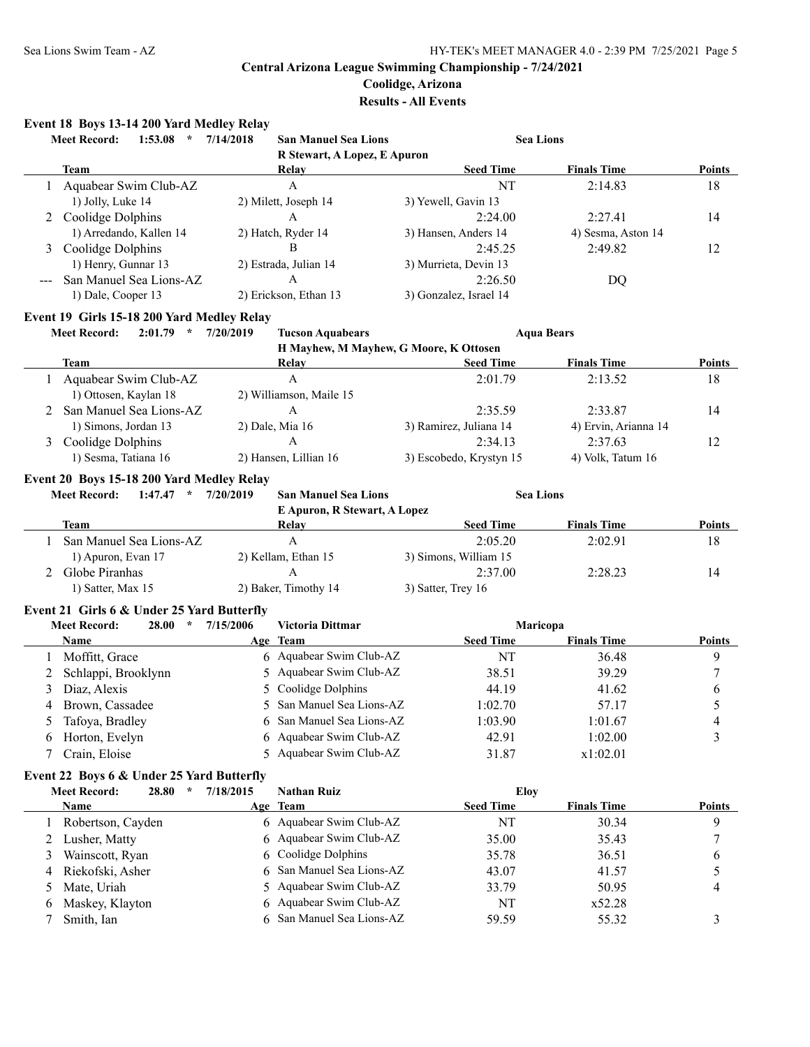# Central Arizona League Swimming Championship - 7/24/2021

## Coolidge, Arizona

## Results - All Events

### Event 18 Boys 13-14 200 Yard Medley Relay

**Meet Record:** 1:53.08 * 7/14/2018 **San Manuel Sea Lions** **Sea Lions**
R Stewart, A Lopez, E Apuron

| | Team | Relay | Seed Time | Finals Time | Points |
|---|---|---|---|---|---|
| 1 | Aquabear Swim Club-AZ | A | NT | 2:14.83 | 18 |
| | 1) Jolly, Luke 14 | 2) Milett, Joseph 14 | 3) Yewell, Gavin 13 | | |
| 2 | Coolidge Dolphins | A | 2:24.00 | 2:27.41 | 14 |
| | 1) Arredando, Kallen 14 | 2) Hatch, Ryder 14 | 3) Hansen, Anders 14 | 4) Sesma, Aston 14 | |
| 3 | Coolidge Dolphins | B | 2:45.25 | 2:49.82 | 12 |
| | 1) Henry, Gunnar 13 | 2) Estrada, Julian 14 | 3) Murrieta, Devin 13 | | |
| --- | San Manuel Sea Lions-AZ | A | 2:26.50 | DQ | |
| | 1) Dale, Cooper 13 | 2) Erickson, Ethan 13 | 3) Gonzalez, Israel 14 | | |

### Event 19 Girls 15-18 200 Yard Medley Relay

**Meet Record:** 2:01.79 * 7/20/2019 **Tucson Aquabears** **Aqua Bears**
H Mayhew, M Mayhew, G Moore, K Ottosen

| | Team | Relay | Seed Time | Finals Time | Points |
|---|---|---|---|---|---|
| 1 | Aquabear Swim Club-AZ | A | 2:01.79 | 2:13.52 | 18 |
| | 1) Ottosen, Kaylan 18 | 2) Williamson, Maile 15 | | | |
| 2 | San Manuel Sea Lions-AZ | A | 2:35.59 | 2:33.87 | 14 |
| | 1) Simons, Jordan 13 | 2) Dale, Mia 16 | 3) Ramirez, Juliana 14 | 4) Ervin, Arianna 14 | |
| 3 | Coolidge Dolphins | A | 2:34.13 | 2:37.63 | 12 |
| | 1) Sesma, Tatiana 16 | 2) Hansen, Lillian 16 | 3) Escobedo, Krystyn 15 | 4) Volk, Tatum 16 | |

### Event 20 Boys 15-18 200 Yard Medley Relay

**Meet Record:** 1:47.47 * 7/20/2019 **San Manuel Sea Lions** **Sea Lions**
E Apuron, R Stewart, A Lopez

| | Team | Relay | Seed Time | Finals Time | Points |
|---|---|---|---|---|---|
| 1 | San Manuel Sea Lions-AZ | A | 2:05.20 | 2:02.91 | 18 |
| | 1) Apuron, Evan 17 | 2) Kellam, Ethan 15 | 3) Simons, William 15 | | |
| 2 | Globe Piranhas | A | 2:37.00 | 2:28.23 | 14 |
| | 1) Satter, Max 15 | 2) Baker, Timothy 14 | 3) Satter, Trey 16 | | |

### Event 21 Girls 6 & Under 25 Yard Butterfly

**Meet Record:** 28.00 * 7/15/2006 **Victoria Dittmar** **Maricopa**

| | Name | Age | Team | Seed Time | Finals Time | Points |
|---|---|---|---|---|---|---|
| 1 | Moffitt, Grace | 6 | Aquabear Swim Club-AZ | NT | 36.48 | 9 |
| 2 | Schlappi, Brooklynn | 5 | Aquabear Swim Club-AZ | 38.51 | 39.29 | 7 |
| 3 | Diaz, Alexis | 5 | Coolidge Dolphins | 44.19 | 41.62 | 6 |
| 4 | Brown, Cassadee | 5 | San Manuel Sea Lions-AZ | 1:02.70 | 57.17 | 5 |
| 5 | Tafoya, Bradley | 6 | San Manuel Sea Lions-AZ | 1:03.90 | 1:01.67 | 4 |
| 6 | Horton, Evelyn | 6 | Aquabear Swim Club-AZ | 42.91 | 1:02.00 | 3 |
| 7 | Crain, Eloise | 5 | Aquabear Swim Club-AZ | 31.87 | x1:02.01 | |

### Event 22 Boys 6 & Under 25 Yard Butterfly

**Meet Record:** 28.80 * 7/18/2015 **Nathan Ruiz** **Eloy**

| | Name | Age | Team | Seed Time | Finals Time | Points |
|---|---|---|---|---|---|---|
| 1 | Robertson, Cayden | 6 | Aquabear Swim Club-AZ | NT | 30.34 | 9 |
| 2 | Lusher, Matty | 6 | Aquabear Swim Club-AZ | 35.00 | 35.43 | 7 |
| 3 | Wainscott, Ryan | 6 | Coolidge Dolphins | 35.78 | 36.51 | 6 |
| 4 | Riekofski, Asher | 6 | San Manuel Sea Lions-AZ | 43.07 | 41.57 | 5 |
| 5 | Mate, Uriah | 5 | Aquabear Swim Club-AZ | 33.79 | 50.95 | 4 |
| 6 | Maskey, Klayton | 6 | Aquabear Swim Club-AZ | NT | x52.28 | |
| 7 | Smith, Ian | 6 | San Manuel Sea Lions-AZ | 59.59 | 55.32 | 3 |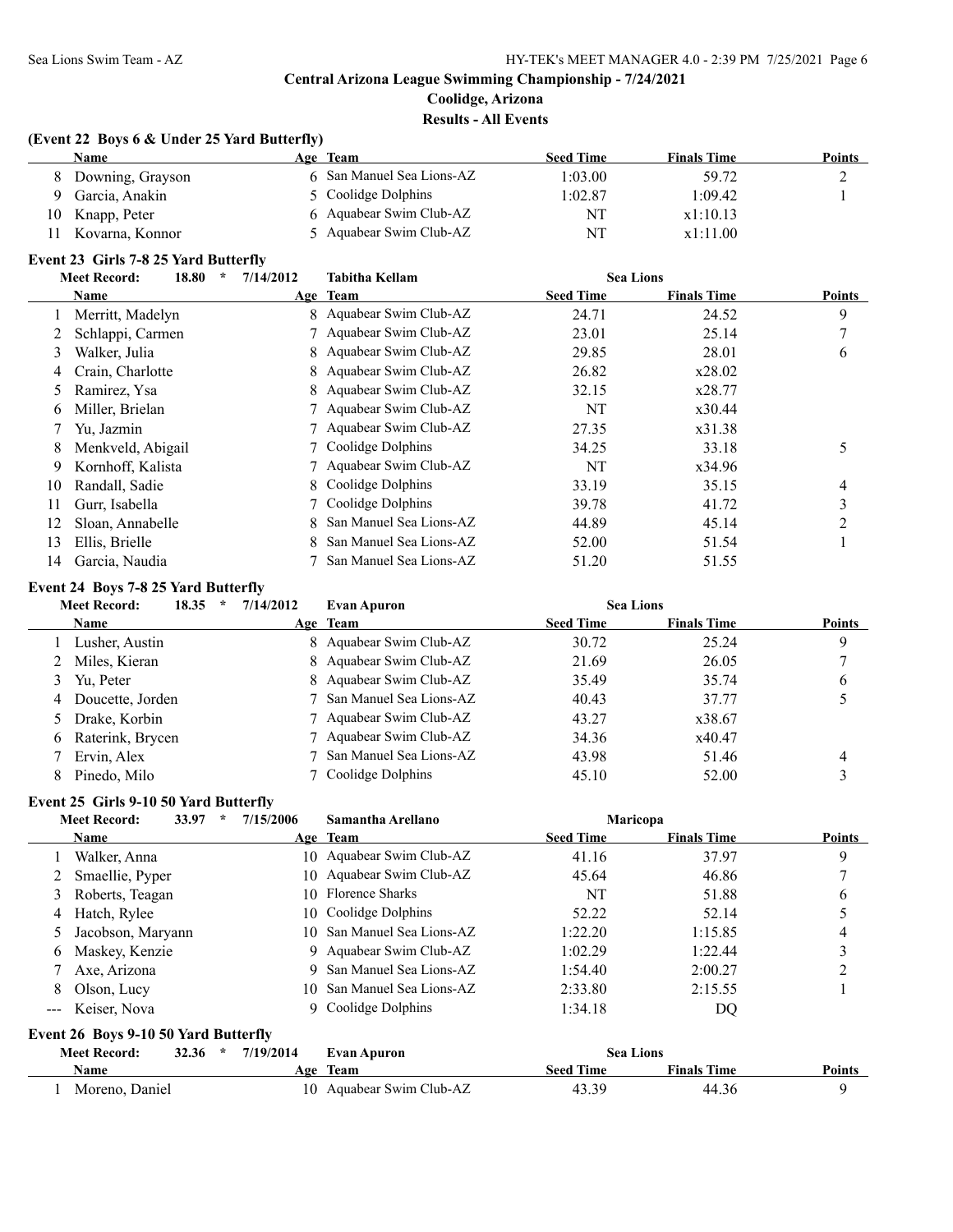## Central Arizona League Swimming Championship - 7/24/2021

**Coolidge, Arizona**

**Results - All Events**

### (Event 22 Boys 6 & Under 25 Yard Butterfly)

| | Name | Age | Team | Seed Time | Finals Time | Points |
|---|---|---|---|---|---|---|
| 8 | Downing, Grayson | 6 | San Manuel Sea Lions-AZ | 1:03.00 | 59.72 | 2 |
| 9 | Garcia, Anakin | 5 | Coolidge Dolphins | 1:02.87 | 1:09.42 | 1 |
| 10 | Knapp, Peter | 6 | Aquabear Swim Club-AZ | NT | x1:10.13 | |
| 11 | Kovarna, Konnor | 5 | Aquabear Swim Club-AZ | NT | x1:11.00 | |

### Event 23 Girls 7-8 25 Yard Butterfly

**Meet Record:** 18.80 * 7/14/2012 Tabitha Kellam Sea Lions

| | Name | Age | Team | Seed Time | Finals Time | Points |
|---|---|---|---|---|---|---|
| 1 | Merritt, Madelyn | 8 | Aquabear Swim Club-AZ | 24.71 | 24.52 | 9 |
| 2 | Schlappi, Carmen | 7 | Aquabear Swim Club-AZ | 23.01 | 25.14 | 7 |
| 3 | Walker, Julia | 8 | Aquabear Swim Club-AZ | 29.85 | 28.01 | 6 |
| 4 | Crain, Charlotte | 8 | Aquabear Swim Club-AZ | 26.82 | x28.02 | |
| 5 | Ramirez, Ysa | 8 | Aquabear Swim Club-AZ | 32.15 | x28.77 | |
| 6 | Miller, Brielan | 7 | Aquabear Swim Club-AZ | NT | x30.44 | |
| 7 | Yu, Jazmin | 7 | Aquabear Swim Club-AZ | 27.35 | x31.38 | |
| 8 | Menkveld, Abigail | 7 | Coolidge Dolphins | 34.25 | 33.18 | 5 |
| 9 | Kornhoff, Kalista | 7 | Aquabear Swim Club-AZ | NT | x34.96 | |
| 10 | Randall, Sadie | 8 | Coolidge Dolphins | 33.19 | 35.15 | 4 |
| 11 | Gurr, Isabella | 7 | Coolidge Dolphins | 39.78 | 41.72 | 3 |
| 12 | Sloan, Annabelle | 8 | San Manuel Sea Lions-AZ | 44.89 | 45.14 | 2 |
| 13 | Ellis, Brielle | 8 | San Manuel Sea Lions-AZ | 52.00 | 51.54 | 1 |
| 14 | Garcia, Naudia | 7 | San Manuel Sea Lions-AZ | 51.20 | 51.55 | |

### Event 24 Boys 7-8 25 Yard Butterfly

**Meet Record:** 18.35 * 7/14/2012 Evan Apuron Sea Lions

| | Name | Age | Team | Seed Time | Finals Time | Points |
|---|---|---|---|---|---|---|
| 1 | Lusher, Austin | 8 | Aquabear Swim Club-AZ | 30.72 | 25.24 | 9 |
| 2 | Miles, Kieran | 8 | Aquabear Swim Club-AZ | 21.69 | 26.05 | 7 |
| 3 | Yu, Peter | 8 | Aquabear Swim Club-AZ | 35.49 | 35.74 | 6 |
| 4 | Doucette, Jorden | 7 | San Manuel Sea Lions-AZ | 40.43 | 37.77 | 5 |
| 5 | Drake, Korbin | 7 | Aquabear Swim Club-AZ | 43.27 | x38.67 | |
| 6 | Raterink, Brycen | 7 | Aquabear Swim Club-AZ | 34.36 | x40.47 | |
| 7 | Ervin, Alex | 7 | San Manuel Sea Lions-AZ | 43.98 | 51.46 | 4 |
| 8 | Pinedo, Milo | 7 | Coolidge Dolphins | 45.10 | 52.00 | 3 |

### Event 25 Girls 9-10 50 Yard Butterfly

**Meet Record:** 33.97 * 7/15/2006 Samantha Arellano Maricopa

| | Name | Age | Team | Seed Time | Finals Time | Points |
|---|---|---|---|---|---|---|
| 1 | Walker, Anna | 10 | Aquabear Swim Club-AZ | 41.16 | 37.97 | 9 |
| 2 | Smaellie, Pyper | 10 | Aquabear Swim Club-AZ | 45.64 | 46.86 | 7 |
| 3 | Roberts, Teagan | 10 | Florence Sharks | NT | 51.88 | 6 |
| 4 | Hatch, Rylee | 10 | Coolidge Dolphins | 52.22 | 52.14 | 5 |
| 5 | Jacobson, Maryann | 10 | San Manuel Sea Lions-AZ | 1:22.20 | 1:15.85 | 4 |
| 6 | Maskey, Kenzie | 9 | Aquabear Swim Club-AZ | 1:02.29 | 1:22.44 | 3 |
| 7 | Axe, Arizona | 9 | San Manuel Sea Lions-AZ | 1:54.40 | 2:00.27 | 2 |
| 8 | Olson, Lucy | 10 | San Manuel Sea Lions-AZ | 2:33.80 | 2:15.55 | 1 |
| --- | Keiser, Nova | 9 | Coolidge Dolphins | 1:34.18 | DQ | |

### Event 26 Boys 9-10 50 Yard Butterfly

**Meet Record:** 32.36 * 7/19/2014 Evan Apuron Sea Lions

| | Name | Age | Team | Seed Time | Finals Time | Points |
|---|---|---|---|---|---|---|
| 1 | Moreno, Daniel | 10 | Aquabear Swim Club-AZ | 43.39 | 44.36 | 9 |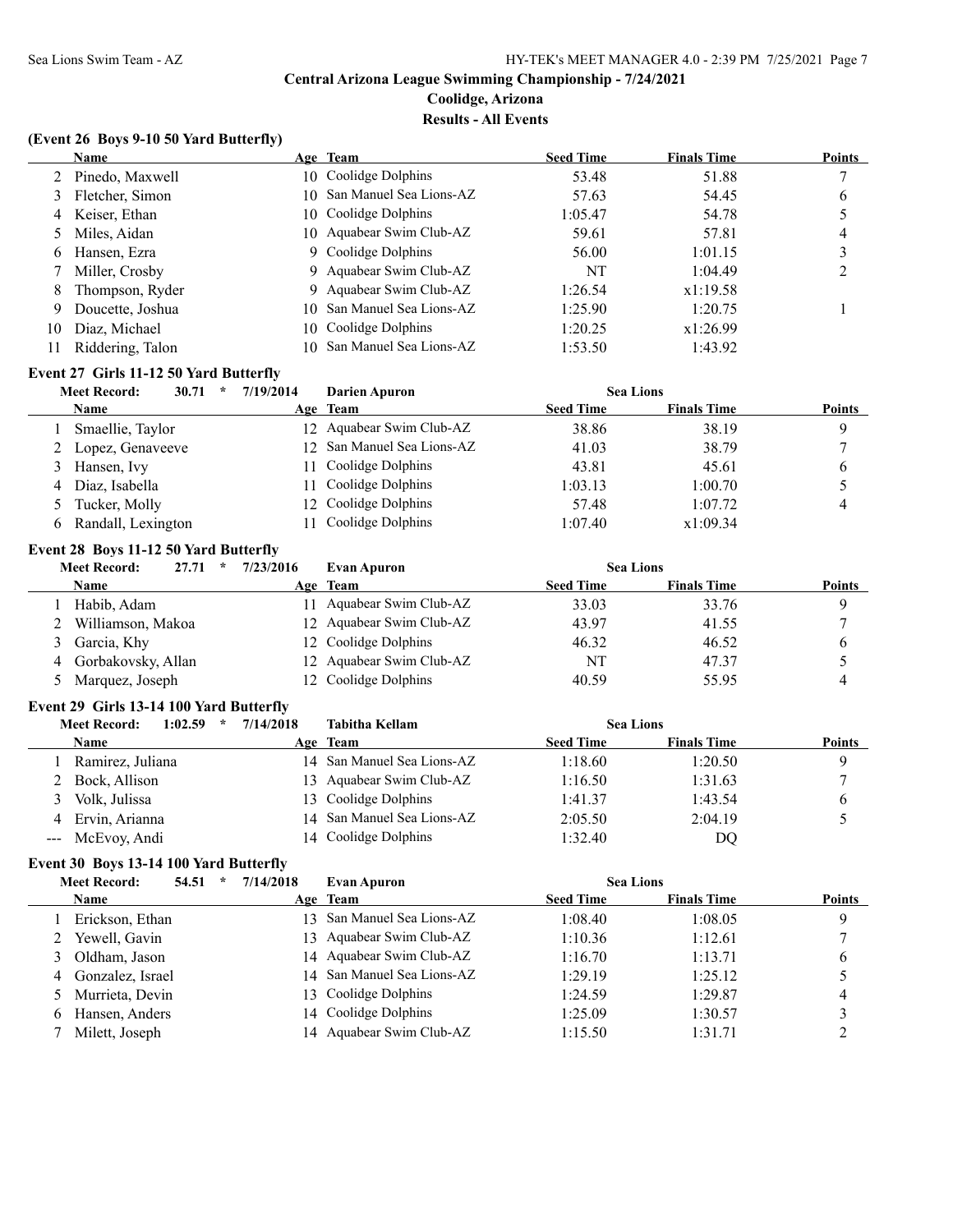# Central Arizona League Swimming Championship - 7/24/2021

## Coolidge, Arizona

## Results - All Events

### (Event 26 Boys 9-10 50 Yard Butterfly)

| | Name | Age | Team | Seed Time | Finals Time | Points |
|---|---|---|---|---|---|---|
| 2 | Pinedo, Maxwell | 10 | Coolidge Dolphins | 53.48 | 51.88 | 7 |
| 3 | Fletcher, Simon | 10 | San Manuel Sea Lions-AZ | 57.63 | 54.45 | 6 |
| 4 | Keiser, Ethan | 10 | Coolidge Dolphins | 1:05.47 | 54.78 | 5 |
| 5 | Miles, Aidan | 10 | Aquabear Swim Club-AZ | 59.61 | 57.81 | 4 |
| 6 | Hansen, Ezra | 9 | Coolidge Dolphins | 56.00 | 1:01.15 | 3 |
| 7 | Miller, Crosby | 9 | Aquabear Swim Club-AZ | NT | 1:04.49 | 2 |
| 8 | Thompson, Ryder | 9 | Aquabear Swim Club-AZ | 1:26.54 | x1:19.58 | |
| 9 | Doucette, Joshua | 10 | San Manuel Sea Lions-AZ | 1:25.90 | 1:20.75 | 1 |
| 10 | Diaz, Michael | 10 | Coolidge Dolphins | 1:20.25 | x1:26.99 | |
| 11 | Riddering, Talon | 10 | San Manuel Sea Lions-AZ | 1:53.50 | 1:43.92 | |

### Event 27 Girls 11-12 50 Yard Butterfly

Meet Record: 30.71 * 7/19/2014 Darien Apuron Sea Lions

| | Name | Age | Team | Seed Time | Finals Time | Points |
|---|---|---|---|---|---|---|
| 1 | Smaellie, Taylor | 12 | Aquabear Swim Club-AZ | 38.86 | 38.19 | 9 |
| 2 | Lopez, Genaveeve | 12 | San Manuel Sea Lions-AZ | 41.03 | 38.79 | 7 |
| 3 | Hansen, Ivy | 11 | Coolidge Dolphins | 43.81 | 45.61 | 6 |
| 4 | Diaz, Isabella | 11 | Coolidge Dolphins | 1:03.13 | 1:00.70 | 5 |
| 5 | Tucker, Molly | 12 | Coolidge Dolphins | 57.48 | 1:07.72 | 4 |
| 6 | Randall, Lexington | 11 | Coolidge Dolphins | 1:07.40 | x1:09.34 | |

### Event 28 Boys 11-12 50 Yard Butterfly

Meet Record: 27.71 * 7/23/2016 Evan Apuron Sea Lions

| | Name | Age | Team | Seed Time | Finals Time | Points |
|---|---|---|---|---|---|---|
| 1 | Habib, Adam | 11 | Aquabear Swim Club-AZ | 33.03 | 33.76 | 9 |
| 2 | Williamson, Makoa | 12 | Aquabear Swim Club-AZ | 43.97 | 41.55 | 7 |
| 3 | Garcia, Khy | 12 | Coolidge Dolphins | 46.32 | 46.52 | 6 |
| 4 | Gorbakovsky, Allan | 12 | Aquabear Swim Club-AZ | NT | 47.37 | 5 |
| 5 | Marquez, Joseph | 12 | Coolidge Dolphins | 40.59 | 55.95 | 4 |

### Event 29 Girls 13-14 100 Yard Butterfly

Meet Record: 1:02.59 * 7/14/2018 Tabitha Kellam Sea Lions

| | Name | Age | Team | Seed Time | Finals Time | Points |
|---|---|---|---|---|---|---|
| 1 | Ramirez, Juliana | 14 | San Manuel Sea Lions-AZ | 1:18.60 | 1:20.50 | 9 |
| 2 | Bock, Allison | 13 | Aquabear Swim Club-AZ | 1:16.50 | 1:31.63 | 7 |
| 3 | Volk, Julissa | 13 | Coolidge Dolphins | 1:41.37 | 1:43.54 | 6 |
| 4 | Ervin, Arianna | 14 | San Manuel Sea Lions-AZ | 2:05.50 | 2:04.19 | 5 |
| --- | McEvoy, Andi | 14 | Coolidge Dolphins | 1:32.40 | DQ | |

### Event 30 Boys 13-14 100 Yard Butterfly

Meet Record: 54.51 * 7/14/2018 Evan Apuron Sea Lions

| | Name | Age | Team | Seed Time | Finals Time | Points |
|---|---|---|---|---|---|---|
| 1 | Erickson, Ethan | 13 | San Manuel Sea Lions-AZ | 1:08.40 | 1:08.05 | 9 |
| 2 | Yewell, Gavin | 13 | Aquabear Swim Club-AZ | 1:10.36 | 1:12.61 | 7 |
| 3 | Oldham, Jason | 14 | Aquabear Swim Club-AZ | 1:16.70 | 1:13.71 | 6 |
| 4 | Gonzalez, Israel | 14 | San Manuel Sea Lions-AZ | 1:29.19 | 1:25.12 | 5 |
| 5 | Murrieta, Devin | 13 | Coolidge Dolphins | 1:24.59 | 1:29.87 | 4 |
| 6 | Hansen, Anders | 14 | Coolidge Dolphins | 1:25.09 | 1:30.57 | 3 |
| 7 | Milett, Joseph | 14 | Aquabear Swim Club-AZ | 1:15.50 | 1:31.71 | 2 |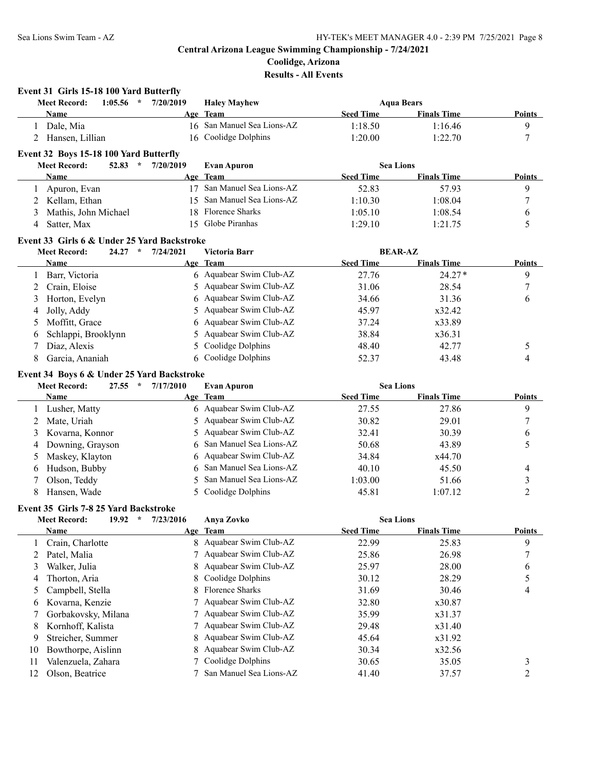# Central Arizona League Swimming Championship - 7/24/2021

## Coolidge, Arizona

## Results - All Events

### Event 31 Girls 15-18 100 Yard Butterfly

Meet Record: 1:05.56 * 7/20/2019 Haley Mayhew Aqua Bears

| | Name | Age | Team | Seed Time | Finals Time | Points |
|---|---|---|---|---|---|---|
| 1 | Dale, Mia | 16 | San Manuel Sea Lions-AZ | 1:18.50 | 1:16.46 | 9 |
| 2 | Hansen, Lillian | 16 | Coolidge Dolphins | 1:20.00 | 1:22.70 | 7 |

### Event 32 Boys 15-18 100 Yard Butterfly

Meet Record: 52.83 * 7/20/2019 Evan Apuron Sea Lions

| | Name | Age | Team | Seed Time | Finals Time | Points |
|---|---|---|---|---|---|---|
| 1 | Apuron, Evan | 17 | San Manuel Sea Lions-AZ | 52.83 | 57.93 | 9 |
| 2 | Kellam, Ethan | 15 | San Manuel Sea Lions-AZ | 1:10.30 | 1:08.04 | 7 |
| 3 | Mathis, John Michael | 18 | Florence Sharks | 1:05.10 | 1:08.54 | 6 |
| 4 | Satter, Max | 15 | Globe Piranhas | 1:29.10 | 1:21.75 | 5 |

### Event 33 Girls 6 & Under 25 Yard Backstroke

Meet Record: 24.27 * 7/24/2021 Victoria Barr BEAR-AZ

| | Name | Age | Team | Seed Time | Finals Time | Points |
|---|---|---|---|---|---|---|
| 1 | Barr, Victoria | 6 | Aquabear Swim Club-AZ | 27.76 | 24.27* | 9 |
| 2 | Crain, Eloise | 5 | Aquabear Swim Club-AZ | 31.06 | 28.54 | 7 |
| 3 | Horton, Evelyn | 6 | Aquabear Swim Club-AZ | 34.66 | 31.36 | 6 |
| 4 | Jolly, Addy | 5 | Aquabear Swim Club-AZ | 45.97 | x32.42 | |
| 5 | Moffitt, Grace | 6 | Aquabear Swim Club-AZ | 37.24 | x33.89 | |
| 6 | Schlappi, Brooklynn | 5 | Aquabear Swim Club-AZ | 38.84 | x36.31 | |
| 7 | Diaz, Alexis | 5 | Coolidge Dolphins | 48.40 | 42.77 | 5 |
| 8 | Garcia, Ananiah | 6 | Coolidge Dolphins | 52.37 | 43.48 | 4 |

### Event 34 Boys 6 & Under 25 Yard Backstroke

Meet Record: 27.55 * 7/17/2010 Evan Apuron Sea Lions

| | Name | Age | Team | Seed Time | Finals Time | Points |
|---|---|---|---|---|---|---|
| 1 | Lusher, Matty | 6 | Aquabear Swim Club-AZ | 27.55 | 27.86 | 9 |
| 2 | Mate, Uriah | 5 | Aquabear Swim Club-AZ | 30.82 | 29.01 | 7 |
| 3 | Kovarna, Konnor | 5 | Aquabear Swim Club-AZ | 32.41 | 30.39 | 6 |
| 4 | Downing, Grayson | 6 | San Manuel Sea Lions-AZ | 50.68 | 43.89 | 5 |
| 5 | Maskey, Klayton | 6 | Aquabear Swim Club-AZ | 34.84 | x44.70 | |
| 6 | Hudson, Bubby | 6 | San Manuel Sea Lions-AZ | 40.10 | 45.50 | 4 |
| 7 | Olson, Teddy | 5 | San Manuel Sea Lions-AZ | 1:03.00 | 51.66 | 3 |
| 8 | Hansen, Wade | 5 | Coolidge Dolphins | 45.81 | 1:07.12 | 2 |

### Event 35 Girls 7-8 25 Yard Backstroke

Meet Record: 19.92 * 7/23/2016 Anya Zovko Sea Lions

| | Name | Age | Team | Seed Time | Finals Time | Points |
|---|---|---|---|---|---|---|
| 1 | Crain, Charlotte | 8 | Aquabear Swim Club-AZ | 22.99 | 25.83 | 9 |
| 2 | Patel, Malia | 7 | Aquabear Swim Club-AZ | 25.86 | 26.98 | 7 |
| 3 | Walker, Julia | 8 | Aquabear Swim Club-AZ | 25.97 | 28.00 | 6 |
| 4 | Thorton, Aria | 8 | Coolidge Dolphins | 30.12 | 28.29 | 5 |
| 5 | Campbell, Stella | 8 | Florence Sharks | 31.69 | 30.46 | 4 |
| 6 | Kovarna, Kenzie | 7 | Aquabear Swim Club-AZ | 32.80 | x30.87 | |
| 7 | Gorbakovsky, Milana | 7 | Aquabear Swim Club-AZ | 35.99 | x31.37 | |
| 8 | Kornhoff, Kalista | 7 | Aquabear Swim Club-AZ | 29.48 | x31.40 | |
| 9 | Streicher, Summer | 8 | Aquabear Swim Club-AZ | 45.64 | x31.92 | |
| 10 | Bowthorpe, Aislinn | 8 | Aquabear Swim Club-AZ | 30.34 | x32.56 | |
| 11 | Valenzuela, Zahara | 7 | Coolidge Dolphins | 30.65 | 35.05 | 3 |
| 12 | Olson, Beatrice | 7 | San Manuel Sea Lions-AZ | 41.40 | 37.57 | 2 |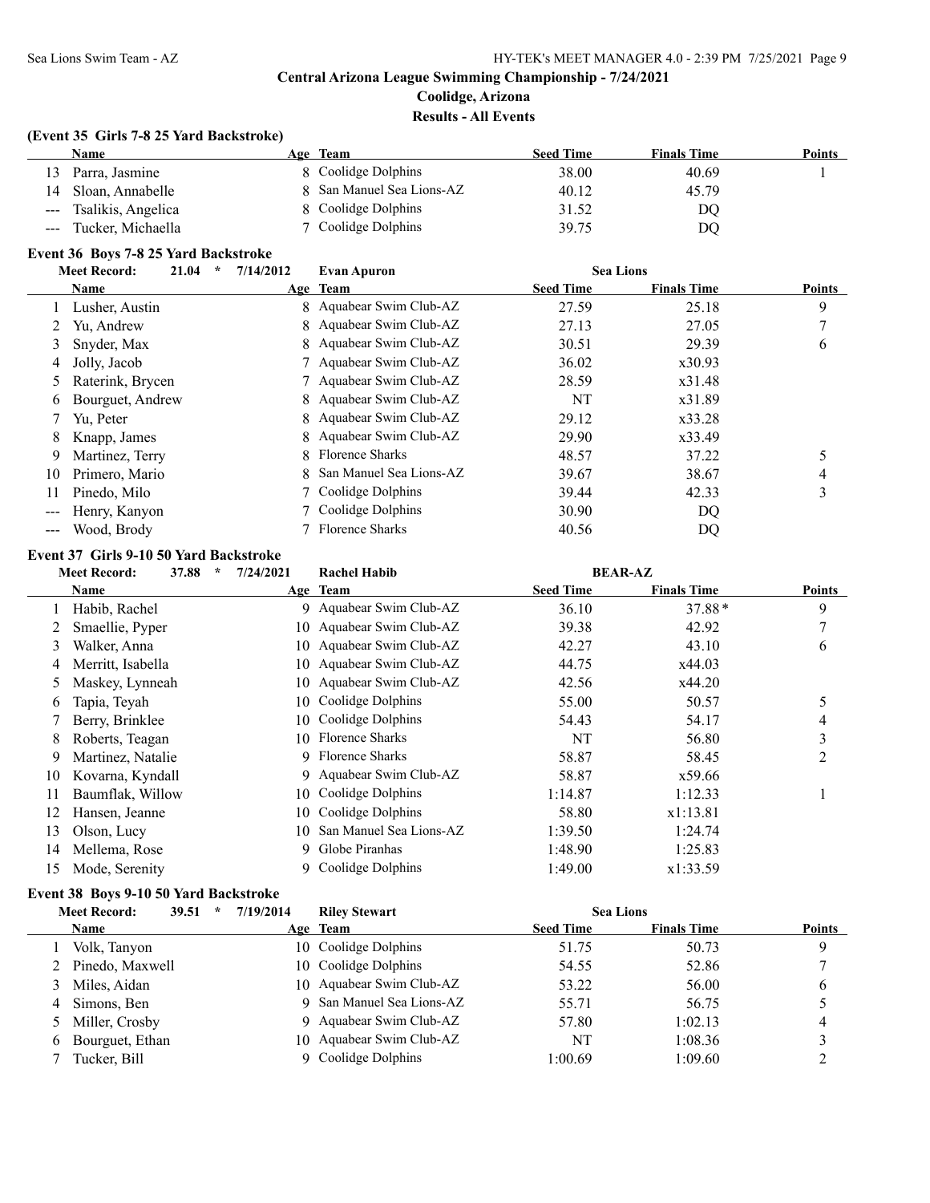## Central Arizona League Swimming Championship - 7/24/2021

### Coolidge, Arizona

### Results - All Events

#### (Event 35 Girls 7-8 25 Yard Backstroke)

| | Name | Age | Team | Seed Time | Finals Time | Points |
|---|---|---|---|---|---|---|
| 13 | Parra, Jasmine | 8 | Coolidge Dolphins | 38.00 | 40.69 | 1 |
| 14 | Sloan, Annabelle | 8 | San Manuel Sea Lions-AZ | 40.12 | 45.79 | |
| --- | Tsalikis, Angelica | 8 | Coolidge Dolphins | 31.52 | DQ | |
| --- | Tucker, Michaella | 7 | Coolidge Dolphins | 39.75 | DQ | |

#### Event 36 Boys 7-8 25 Yard Backstroke

Meet Record: 21.04 * 7/14/2012 Evan Apuron Sea Lions

| | Name | Age | Team | Seed Time | Finals Time | Points |
|---|---|---|---|---|---|---|
| 1 | Lusher, Austin | 8 | Aquabear Swim Club-AZ | 27.59 | 25.18 | 9 |
| 2 | Yu, Andrew | 8 | Aquabear Swim Club-AZ | 27.13 | 27.05 | 7 |
| 3 | Snyder, Max | 8 | Aquabear Swim Club-AZ | 30.51 | 29.39 | 6 |
| 4 | Jolly, Jacob | 7 | Aquabear Swim Club-AZ | 36.02 | x30.93 | |
| 5 | Raterink, Brycen | 7 | Aquabear Swim Club-AZ | 28.59 | x31.48 | |
| 6 | Bourguet, Andrew | 8 | Aquabear Swim Club-AZ | NT | x31.89 | |
| 7 | Yu, Peter | 8 | Aquabear Swim Club-AZ | 29.12 | x33.28 | |
| 8 | Knapp, James | 8 | Aquabear Swim Club-AZ | 29.90 | x33.49 | |
| 9 | Martinez, Terry | 8 | Florence Sharks | 48.57 | 37.22 | 5 |
| 10 | Primero, Mario | 8 | San Manuel Sea Lions-AZ | 39.67 | 38.67 | 4 |
| 11 | Pinedo, Milo | 7 | Coolidge Dolphins | 39.44 | 42.33 | 3 |
| --- | Henry, Kanyon | 7 | Coolidge Dolphins | 30.90 | DQ | |
| --- | Wood, Brody | 7 | Florence Sharks | 40.56 | DQ | |

#### Event 37 Girls 9-10 50 Yard Backstroke

Meet Record: 37.88 * 7/24/2021 Rachel Habib BEAR-AZ

| | Name | Age | Team | Seed Time | Finals Time | Points |
|---|---|---|---|---|---|---|
| 1 | Habib, Rachel | 9 | Aquabear Swim Club-AZ | 36.10 | 37.88* | 9 |
| 2 | Smaellie, Pyper | 10 | Aquabear Swim Club-AZ | 39.38 | 42.92 | 7 |
| 3 | Walker, Anna | 10 | Aquabear Swim Club-AZ | 42.27 | 43.10 | 6 |
| 4 | Merritt, Isabella | 10 | Aquabear Swim Club-AZ | 44.75 | x44.03 | |
| 5 | Maskey, Lynneah | 10 | Aquabear Swim Club-AZ | 42.56 | x44.20 | |
| 6 | Tapia, Teyah | 10 | Coolidge Dolphins | 55.00 | 50.57 | 5 |
| 7 | Berry, Brinklee | 10 | Coolidge Dolphins | 54.43 | 54.17 | 4 |
| 8 | Roberts, Teagan | 10 | Florence Sharks | NT | 56.80 | 3 |
| 9 | Martinez, Natalie | 9 | Florence Sharks | 58.87 | 58.45 | 2 |
| 10 | Kovarna, Kyndall | 9 | Aquabear Swim Club-AZ | 58.87 | x59.66 | |
| 11 | Baumflak, Willow | 10 | Coolidge Dolphins | 1:14.87 | 1:12.33 | 1 |
| 12 | Hansen, Jeanne | 10 | Coolidge Dolphins | 58.80 | x1:13.81 | |
| 13 | Olson, Lucy | 10 | San Manuel Sea Lions-AZ | 1:39.50 | 1:24.74 | |
| 14 | Mellema, Rose | 9 | Globe Piranhas | 1:48.90 | 1:25.83 | |
| 15 | Mode, Serenity | 9 | Coolidge Dolphins | 1:49.00 | x1:33.59 | |

#### Event 38 Boys 9-10 50 Yard Backstroke

Meet Record: 39.51 * 7/19/2014 Riley Stewart Sea Lions

| | Name | Age | Team | Seed Time | Finals Time | Points |
|---|---|---|---|---|---|---|
| 1 | Volk, Tanyon | 10 | Coolidge Dolphins | 51.75 | 50.73 | 9 |
| 2 | Pinedo, Maxwell | 10 | Coolidge Dolphins | 54.55 | 52.86 | 7 |
| 3 | Miles, Aidan | 10 | Aquabear Swim Club-AZ | 53.22 | 56.00 | 6 |
| 4 | Simons, Ben | 9 | San Manuel Sea Lions-AZ | 55.71 | 56.75 | 5 |
| 5 | Miller, Crosby | 9 | Aquabear Swim Club-AZ | 57.80 | 1:02.13 | 4 |
| 6 | Bourguet, Ethan | 10 | Aquabear Swim Club-AZ | NT | 1:08.36 | 3 |
| 7 | Tucker, Bill | 9 | Coolidge Dolphins | 1:00.69 | 1:09.60 | 2 |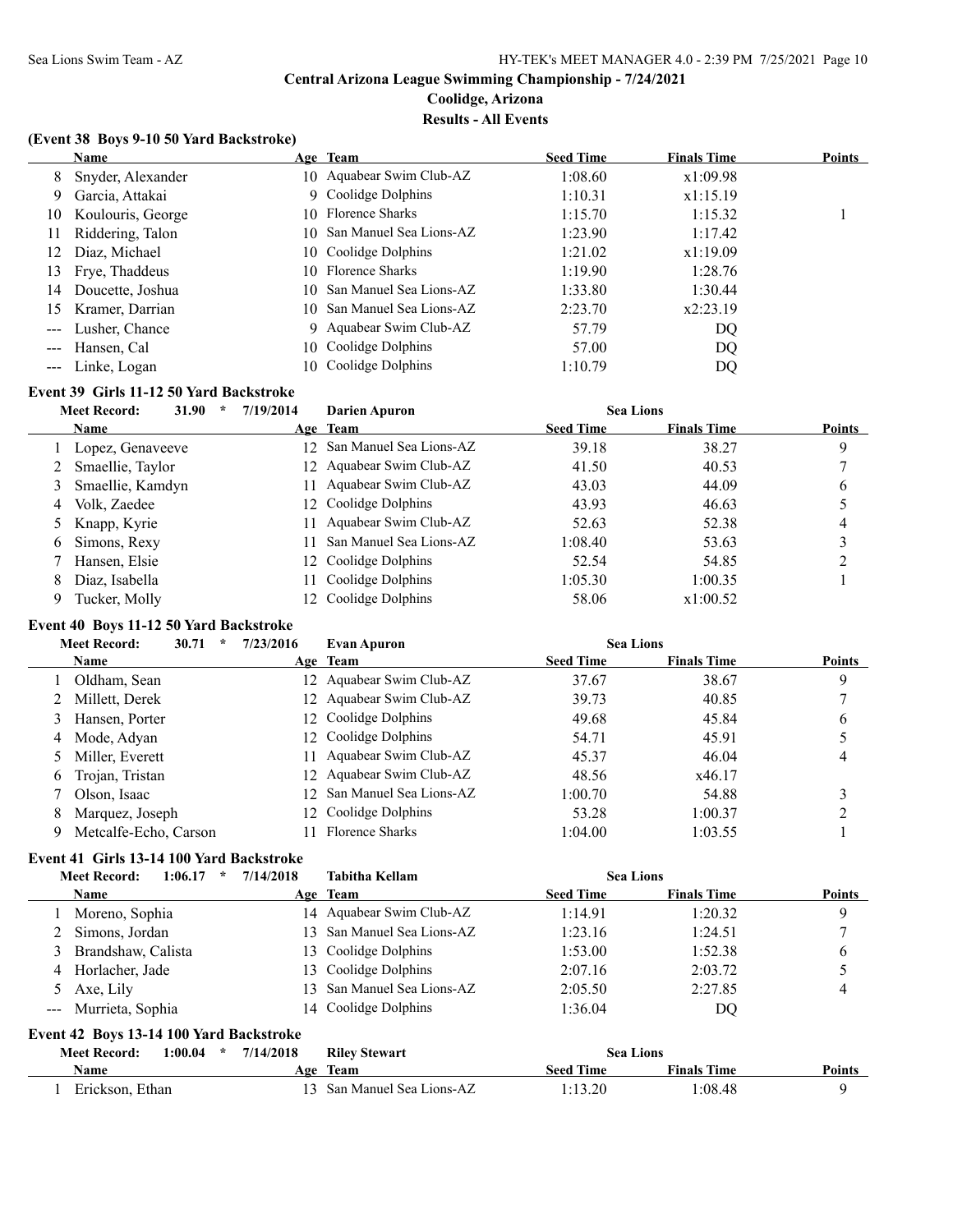## Central Arizona League Swimming Championship - 7/24/2021

**Coolidge, Arizona**

**Results - All Events**

### (Event 38 Boys 9-10 50 Yard Backstroke)

| | Name | Age | Team | Seed Time | Finals Time | Points |
|---|---|---|---|---|---|---|
| 8 | Snyder, Alexander | 10 | Aquabear Swim Club-AZ | 1:08.60 | x1:09.98 | |
| 9 | Garcia, Attakai | 9 | Coolidge Dolphins | 1:10.31 | x1:15.19 | |
| 10 | Koulouris, George | 10 | Florence Sharks | 1:15.70 | 1:15.32 | 1 |
| 11 | Riddering, Talon | 10 | San Manuel Sea Lions-AZ | 1:23.90 | 1:17.42 | |
| 12 | Diaz, Michael | 10 | Coolidge Dolphins | 1:21.02 | x1:19.09 | |
| 13 | Frye, Thaddeus | 10 | Florence Sharks | 1:19.90 | 1:28.76 | |
| 14 | Doucette, Joshua | 10 | San Manuel Sea Lions-AZ | 1:33.80 | 1:30.44 | |
| 15 | Kramer, Darrian | 10 | San Manuel Sea Lions-AZ | 2:23.70 | x2:23.19 | |
| --- | Lusher, Chance | 9 | Aquabear Swim Club-AZ | 57.79 | DQ | |
| --- | Hansen, Cal | 10 | Coolidge Dolphins | 57.00 | DQ | |
| --- | Linke, Logan | 10 | Coolidge Dolphins | 1:10.79 | DQ | |

### Event 39 Girls 11-12 50 Yard Backstroke

Meet Record: 31.90 * 7/19/2014 Darien Apuron Sea Lions

| | Name | Age | Team | Seed Time | Finals Time | Points |
|---|---|---|---|---|---|---|
| 1 | Lopez, Genaveeve | 12 | San Manuel Sea Lions-AZ | 39.18 | 38.27 | 9 |
| 2 | Smaellie, Taylor | 12 | Aquabear Swim Club-AZ | 41.50 | 40.53 | 7 |
| 3 | Smaellie, Kamdyn | 11 | Aquabear Swim Club-AZ | 43.03 | 44.09 | 6 |
| 4 | Volk, Zaedee | 12 | Coolidge Dolphins | 43.93 | 46.63 | 5 |
| 5 | Knapp, Kyrie | 11 | Aquabear Swim Club-AZ | 52.63 | 52.38 | 4 |
| 6 | Simons, Rexy | 11 | San Manuel Sea Lions-AZ | 1:08.40 | 53.63 | 3 |
| 7 | Hansen, Elsie | 12 | Coolidge Dolphins | 52.54 | 54.85 | 2 |
| 8 | Diaz, Isabella | 11 | Coolidge Dolphins | 1:05.30 | 1:00.35 | 1 |
| 9 | Tucker, Molly | 12 | Coolidge Dolphins | 58.06 | x1:00.52 | |

### Event 40 Boys 11-12 50 Yard Backstroke

Meet Record: 30.71 * 7/23/2016 Evan Apuron Sea Lions

| | Name | Age | Team | Seed Time | Finals Time | Points |
|---|---|---|---|---|---|---|
| 1 | Oldham, Sean | 12 | Aquabear Swim Club-AZ | 37.67 | 38.67 | 9 |
| 2 | Millett, Derek | 12 | Aquabear Swim Club-AZ | 39.73 | 40.85 | 7 |
| 3 | Hansen, Porter | 12 | Coolidge Dolphins | 49.68 | 45.84 | 6 |
| 4 | Mode, Adyan | 12 | Coolidge Dolphins | 54.71 | 45.91 | 5 |
| 5 | Miller, Everett | 11 | Aquabear Swim Club-AZ | 45.37 | 46.04 | 4 |
| 6 | Trojan, Tristan | 12 | Aquabear Swim Club-AZ | 48.56 | x46.17 | |
| 7 | Olson, Isaac | 12 | San Manuel Sea Lions-AZ | 1:00.70 | 54.88 | 3 |
| 8 | Marquez, Joseph | 12 | Coolidge Dolphins | 53.28 | 1:00.37 | 2 |
| 9 | Metcalfe-Echo, Carson | 11 | Florence Sharks | 1:04.00 | 1:03.55 | 1 |

### Event 41 Girls 13-14 100 Yard Backstroke

Meet Record: 1:06.17 * 7/14/2018 Tabitha Kellam Sea Lions

| | Name | Age | Team | Seed Time | Finals Time | Points |
|---|---|---|---|---|---|---|
| 1 | Moreno, Sophia | 14 | Aquabear Swim Club-AZ | 1:14.91 | 1:20.32 | 9 |
| 2 | Simons, Jordan | 13 | San Manuel Sea Lions-AZ | 1:23.16 | 1:24.51 | 7 |
| 3 | Brandshaw, Calista | 13 | Coolidge Dolphins | 1:53.00 | 1:52.38 | 6 |
| 4 | Horlacher, Jade | 13 | Coolidge Dolphins | 2:07.16 | 2:03.72 | 5 |
| 5 | Axe, Lily | 13 | San Manuel Sea Lions-AZ | 2:05.50 | 2:27.85 | 4 |
| --- | Murrieta, Sophia | 14 | Coolidge Dolphins | 1:36.04 | DQ | |

### Event 42 Boys 13-14 100 Yard Backstroke

Meet Record: 1:00.04 * 7/14/2018 Riley Stewart Sea Lions

| | Name | Age | Team | Seed Time | Finals Time | Points |
|---|---|---|---|---|---|---|
| 1 | Erickson, Ethan | 13 | San Manuel Sea Lions-AZ | 1:13.20 | 1:08.48 | 9 |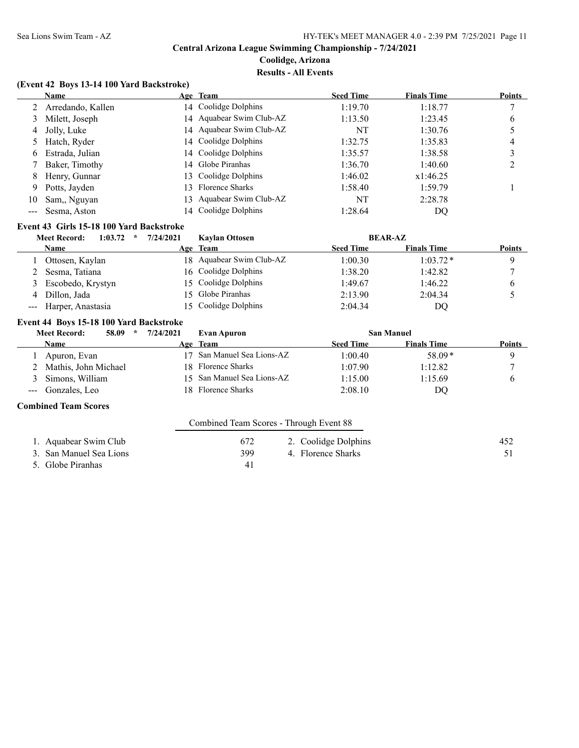## Central Arizona League Swimming Championship - 7/24/2021

### Coolidge, Arizona

### Results - All Events

**(Event 42 Boys 13-14 100 Yard Backstroke)**

| | Name | Age | Team | Seed Time | Finals Time | Points |
|---|---|---|---|---|---|---|
| 2 | Arredando, Kallen | 14 | Coolidge Dolphins | 1:19.70 | 1:18.77 | 7 |
| 3 | Milett, Joseph | 14 | Aquabear Swim Club-AZ | 1:13.50 | 1:23.45 | 6 |
| 4 | Jolly, Luke | 14 | Aquabear Swim Club-AZ | NT | 1:30.76 | 5 |
| 5 | Hatch, Ryder | 14 | Coolidge Dolphins | 1:32.75 | 1:35.83 | 4 |
| 6 | Estrada, Julian | 14 | Coolidge Dolphins | 1:35.57 | 1:38.58 | 3 |
| 7 | Baker, Timothy | 14 | Globe Piranhas | 1:36.70 | 1:40.60 | 2 |
| 8 | Henry, Gunnar | 13 | Coolidge Dolphins | 1:46.02 | x1:46.25 | |
| 9 | Potts, Jayden | 13 | Florence Sharks | 1:58.40 | 1:59.79 | 1 |
| 10 | Sam,, Nguyan | 13 | Aquabear Swim Club-AZ | NT | 2:28.78 | |
| --- | Sesma, Aston | 14 | Coolidge Dolphins | 1:28.64 | DQ | |

**Event 43 Girls 15-18 100 Yard Backstroke**

Meet Record: 1:03.72 * 7/24/2021 Kaylan Ottosen BEAR-AZ

| | Name | Age | Team | Seed Time | Finals Time | Points |
|---|---|---|---|---|---|---|
| 1 | Ottosen, Kaylan | 18 | Aquabear Swim Club-AZ | 1:00.30 | 1:03.72* | 9 |
| 2 | Sesma, Tatiana | 16 | Coolidge Dolphins | 1:38.20 | 1:42.82 | 7 |
| 3 | Escobedo, Krystyn | 15 | Coolidge Dolphins | 1:49.67 | 1:46.22 | 6 |
| 4 | Dillon, Jada | 15 | Globe Piranhas | 2:13.90 | 2:04.34 | 5 |
| --- | Harper, Anastasia | 15 | Coolidge Dolphins | 2:04.34 | DQ | |

**Event 44 Boys 15-18 100 Yard Backstroke**

Meet Record: 58.09 * 7/24/2021 Evan Apuron San Manuel

| | Name | Age | Team | Seed Time | Finals Time | Points |
|---|---|---|---|---|---|---|
| 1 | Apuron, Evan | 17 | San Manuel Sea Lions-AZ | 1:00.40 | 58.09* | 9 |
| 2 | Mathis, John Michael | 18 | Florence Sharks | 1:07.90 | 1:12.82 | 7 |
| 3 | Simons, William | 15 | San Manuel Sea Lions-AZ | 1:15.00 | 1:15.69 | 6 |
| --- | Gonzales, Leo | 18 | Florence Sharks | 2:08.10 | DQ | |

**Combined Team Scores**

Combined Team Scores - Through Event 88

| | | | |
|---|---|---|---|
| 1. Aquabear Swim Club | 672 | 2. Coolidge Dolphins | 452 |
| 3. San Manuel Sea Lions | 399 | 4. Florence Sharks | 51 |
| 5. Globe Piranhas | 41 | | |